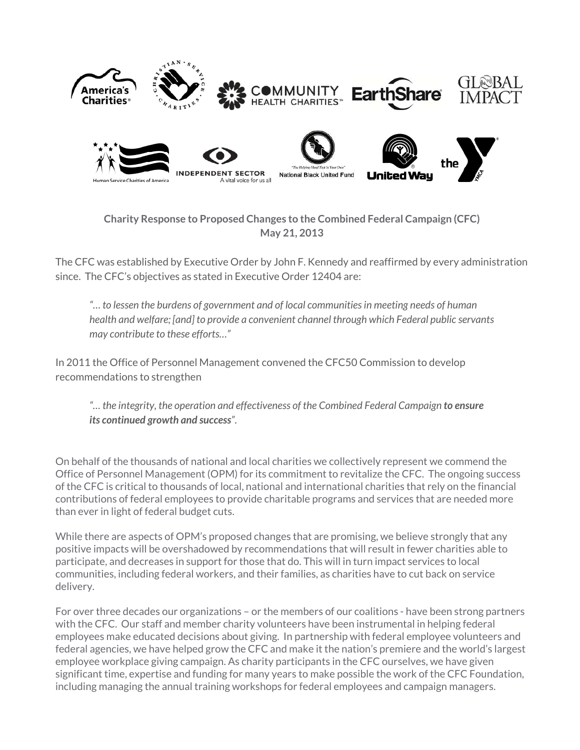**Charity Response to Proposed Changes to the Combined Federal Campaign (CFC)**
**May 21, 2013**

The CFC was established by Executive Order by John F. Kennedy and reaffirmed by every administration since. The CFC's objectives as stated in Executive Order 12404 are:

> *"... to lessen the burdens of government and of local communities in meeting needs of human health and welfare; [and] to provide a convenient channel through which Federal public servants may contribute to these efforts..."*

In 2011 the Office of Personnel Management convened the CFC50 Commission to develop recommendations to strengthen

> *"... the integrity, the operation and effectiveness of the Combined Federal Campaign **to ensure its continued growth and success**".*

On behalf of the thousands of national and local charities we collectively represent we commend the Office of Personnel Management (OPM) for its commitment to revitalize the CFC. The ongoing success of the CFC is critical to thousands of local, national and international charities that rely on the financial contributions of federal employees to provide charitable programs and services that are needed more than ever in light of federal budget cuts.

While there are aspects of OPM's proposed changes that are promising, we believe strongly that any positive impacts will be overshadowed by recommendations that will result in fewer charities able to participate, and decreases in support for those that do. This will in turn impact services to local communities, including federal workers, and their families, as charities have to cut back on service delivery.

For over three decades our organizations – or the members of our coalitions - have been strong partners with the CFC. Our staff and member charity volunteers have been instrumental in helping federal employees make educated decisions about giving. In partnership with federal employee volunteers and federal agencies, we have helped grow the CFC and make it the nation's premiere and the world's largest employee workplace giving campaign. As charity participants in the CFC ourselves, we have given significant time, expertise and funding for many years to make possible the work of the CFC Foundation, including managing the annual training workshops for federal employees and campaign managers.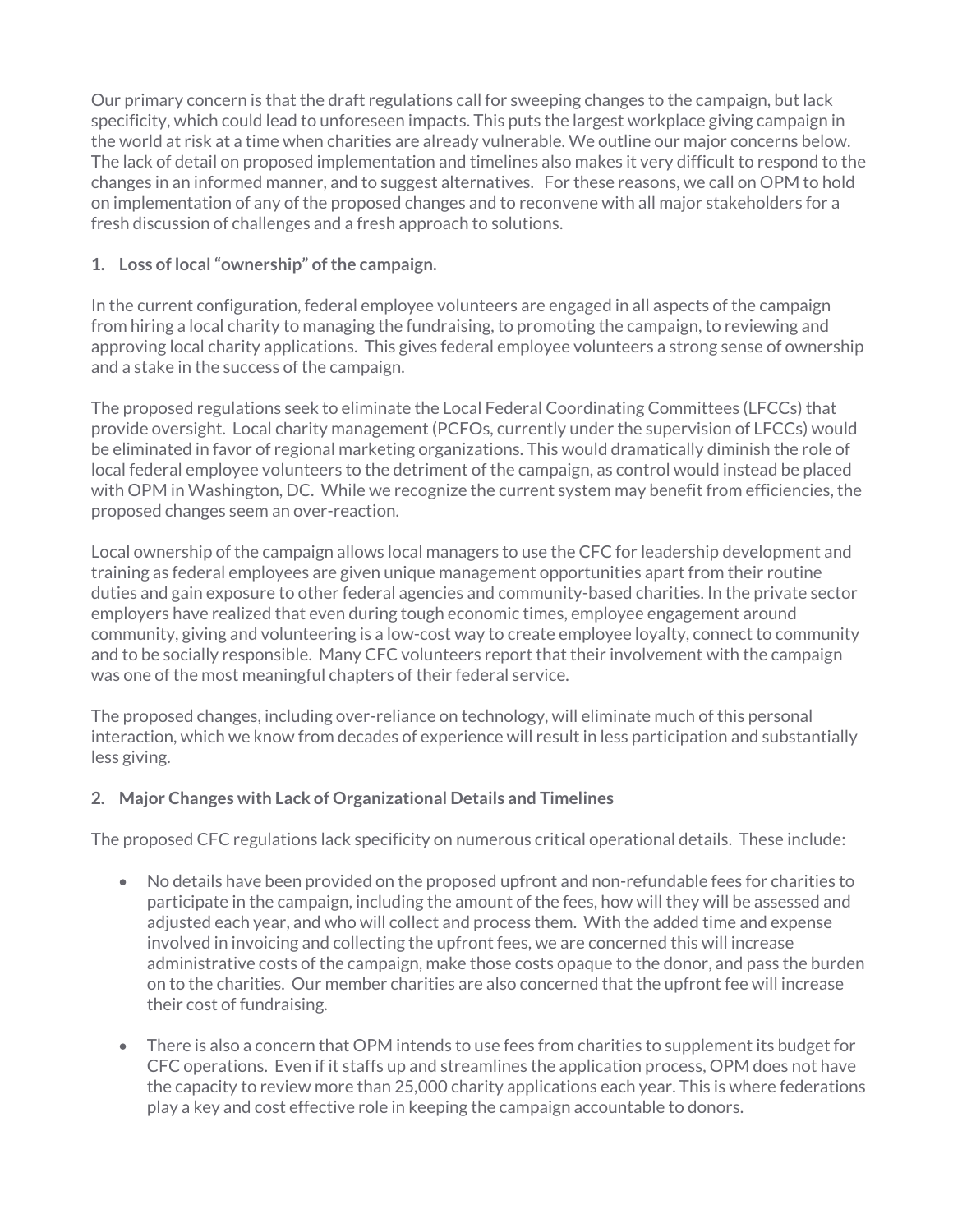Our primary concern is that the draft regulations call for sweeping changes to the campaign, but lack specificity, which could lead to unforeseen impacts. This puts the largest workplace giving campaign in the world at risk at a time when charities are already vulnerable. We outline our major concerns below. The lack of detail on proposed implementation and timelines also makes it very difficult to respond to the changes in an informed manner, and to suggest alternatives. For these reasons, we call on OPM to hold on implementation of any of the proposed changes and to reconvene with all major stakeholders for a fresh discussion of challenges and a fresh approach to solutions.

**1. Loss of local "ownership" of the campaign.**

In the current configuration, federal employee volunteers are engaged in all aspects of the campaign from hiring a local charity to managing the fundraising, to promoting the campaign, to reviewing and approving local charity applications. This gives federal employee volunteers a strong sense of ownership and a stake in the success of the campaign.

The proposed regulations seek to eliminate the Local Federal Coordinating Committees (LFCCs) that provide oversight. Local charity management (PCFOs, currently under the supervision of LFCCs) would be eliminated in favor of regional marketing organizations. This would dramatically diminish the role of local federal employee volunteers to the detriment of the campaign, as control would instead be placed with OPM in Washington, DC. While we recognize the current system may benefit from efficiencies, the proposed changes seem an over-reaction.

Local ownership of the campaign allows local managers to use the CFC for leadership development and training as federal employees are given unique management opportunities apart from their routine duties and gain exposure to other federal agencies and community-based charities. In the private sector employers have realized that even during tough economic times, employee engagement around community, giving and volunteering is a low-cost way to create employee loyalty, connect to community and to be socially responsible. Many CFC volunteers report that their involvement with the campaign was one of the most meaningful chapters of their federal service.

The proposed changes, including over-reliance on technology, will eliminate much of this personal interaction, which we know from decades of experience will result in less participation and substantially less giving.

**2. Major Changes with Lack of Organizational Details and Timelines**

The proposed CFC regulations lack specificity on numerous critical operational details. These include:

- No details have been provided on the proposed upfront and non-refundable fees for charities to participate in the campaign, including the amount of the fees, how will they will be assessed and adjusted each year, and who will collect and process them. With the added time and expense involved in invoicing and collecting the upfront fees, we are concerned this will increase administrative costs of the campaign, make those costs opaque to the donor, and pass the burden on to the charities. Our member charities are also concerned that the upfront fee will increase their cost of fundraising.

- There is also a concern that OPM intends to use fees from charities to supplement its budget for CFC operations. Even if it staffs up and streamlines the application process, OPM does not have the capacity to review more than 25,000 charity applications each year. This is where federations play a key and cost effective role in keeping the campaign accountable to donors.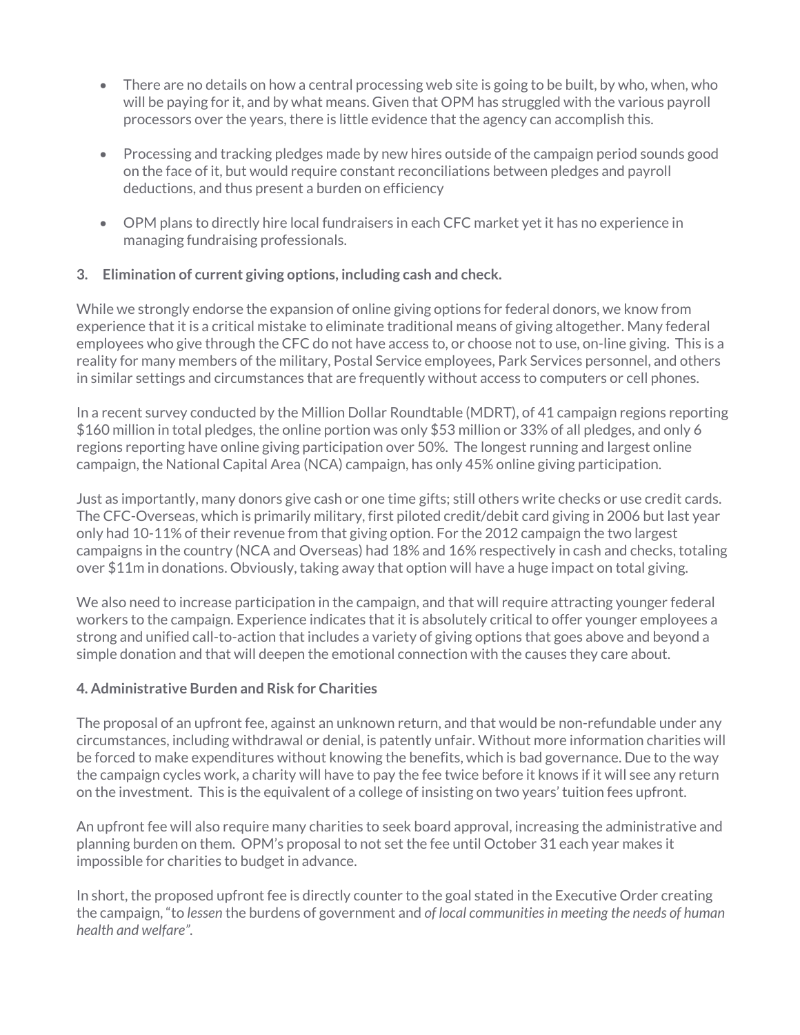- There are no details on how a central processing web site is going to be built, by who, when, who will be paying for it, and by what means. Given that OPM has struggled with the various payroll processors over the years, there is little evidence that the agency can accomplish this.

- Processing and tracking pledges made by new hires outside of the campaign period sounds good on the face of it, but would require constant reconciliations between pledges and payroll deductions, and thus present a burden on efficiency

- OPM plans to directly hire local fundraisers in each CFC market yet it has no experience in managing fundraising professionals.

**3. Elimination of current giving options, including cash and check.**

While we strongly endorse the expansion of online giving options for federal donors, we know from experience that it is a critical mistake to eliminate traditional means of giving altogether. Many federal employees who give through the CFC do not have access to, or choose not to use, on-line giving. This is a reality for many members of the military, Postal Service employees, Park Services personnel, and others in similar settings and circumstances that are frequently without access to computers or cell phones.

In a recent survey conducted by the Million Dollar Roundtable (MDRT), of 41 campaign regions reporting $160 million in total pledges, the online portion was only $53 million or 33% of all pledges, and only 6 regions reporting have online giving participation over 50%. The longest running and largest online campaign, the National Capital Area (NCA) campaign, has only 45% online giving participation.

Just as importantly, many donors give cash or one time gifts; still others write checks or use credit cards. The CFC-Overseas, which is primarily military, first piloted credit/debit card giving in 2006 but last year only had 10-11% of their revenue from that giving option. For the 2012 campaign the two largest campaigns in the country (NCA and Overseas) had 18% and 16% respectively in cash and checks, totaling over $11m in donations. Obviously, taking away that option will have a huge impact on total giving.

We also need to increase participation in the campaign, and that will require attracting younger federal workers to the campaign. Experience indicates that it is absolutely critical to offer younger employees a strong and unified call-to-action that includes a variety of giving options that goes above and beyond a simple donation and that will deepen the emotional connection with the causes they care about.

**4. Administrative Burden and Risk for Charities**

The proposal of an upfront fee, against an unknown return, and that would be non-refundable under any circumstances, including withdrawal or denial, is patently unfair. Without more information charities will be forced to make expenditures without knowing the benefits, which is bad governance. Due to the way the campaign cycles work, a charity will have to pay the fee twice before it knows if it will see any return on the investment. This is the equivalent of a college of insisting on two years' tuition fees upfront.

An upfront fee will also require many charities to seek board approval, increasing the administrative and planning burden on them. OPM's proposal to not set the fee until October 31 each year makes it impossible for charities to budget in advance.

In short, the proposed upfront fee is directly counter to the goal stated in the Executive Order creating the campaign, "to *lessen* the burdens of government and *of local communities in meeting the needs of human health and welfare".*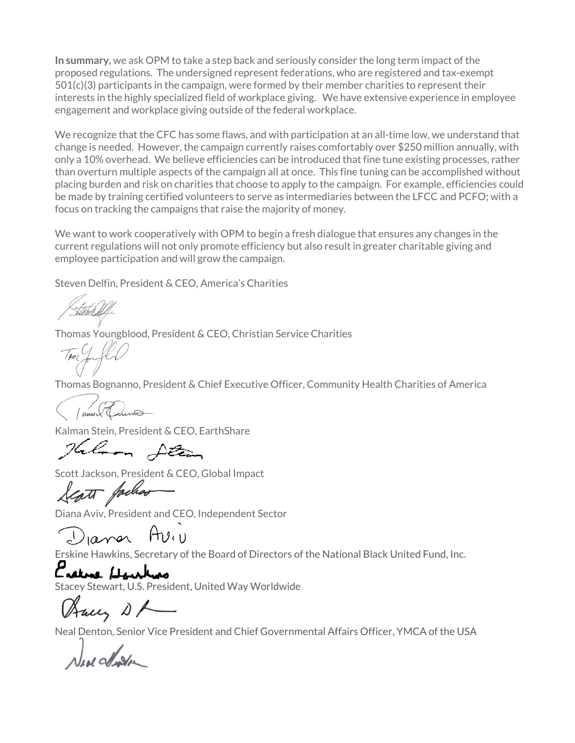**In summary,** we ask OPM to take a step back and seriously consider the long term impact of the proposed regulations. The undersigned represent federations, who are registered and tax-exempt 501(c)(3) participants in the campaign, were formed by their member charities to represent their interests in the highly specialized field of workplace giving. We have extensive experience in employee engagement and workplace giving outside of the federal workplace.

We recognize that the CFC has some flaws, and with participation at an all-time low, we understand that change is needed. However, the campaign currently raises comfortably over $250 million annually, with only a 10% overhead. We believe efficiencies can be introduced that fine tune existing processes, rather than overturn multiple aspects of the campaign all at once. This fine tuning can be accomplished without placing burden and risk on charities that choose to apply to the campaign. For example, efficiencies could be made by training certified volunteers to serve as intermediaries between the LFCC and PCFO; with a focus on tracking the campaigns that raise the majority of money.

We want to work cooperatively with OPM to begin a fresh dialogue that ensures any changes in the current regulations will not only promote efficiency but also result in greater charitable giving and employee participation and will grow the campaign.

Steven Delfin, President & CEO, America's Charities

Thomas Youngblood, President & CEO, Christian Service Charities

Thomas Bognanno, President & Chief Executive Officer, Community Health Charities of America

Kalman Stein, President & CEO, EarthShare

Scott Jackson, President & CEO, Global Impact

Diana Aviv, President and CEO, Independent Sector

Erskine Hawkins, Secretary of the Board of Directors of the National Black United Fund, Inc.

Stacey Stewart, U.S. President, United Way Worldwide

Neal Denton, Senior Vice President and Chief Governmental Affairs Officer, YMCA of the USA